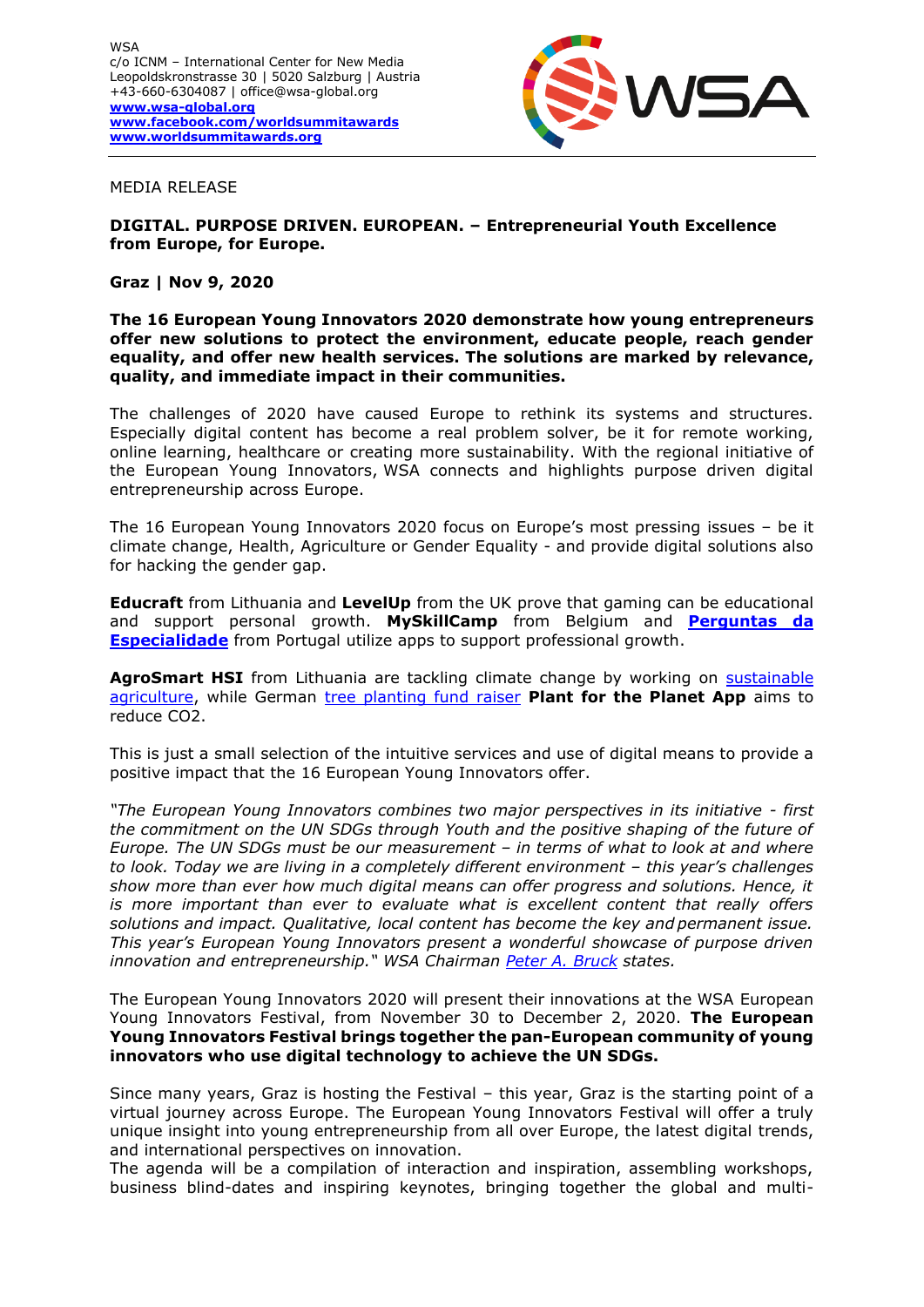WSA
c/o ICNM – International Center for New Media
Leopoldskronstrasse 30 | 5020 Salzburg | Austria
+43-660-6304087 | office@wsa-global.org
**www.wsa-global.org**
**www.facebook.com/worldsummitawards**
**www.worldsummitawards.org**

MEDIA RELEASE

**DIGITAL. PURPOSE DRIVEN. EUROPEAN. – Entrepreneurial Youth Excellence from Europe, for Europe.**

**Graz | Nov 9, 2020**

**The 16 European Young Innovators 2020 demonstrate how young entrepreneurs offer new solutions to protect the environment, educate people, reach gender equality, and offer new health services. The solutions are marked by relevance, quality, and immediate impact in their communities.**

The challenges of 2020 have caused Europe to rethink its systems and structures. Especially digital content has become a real problem solver, be it for remote working, online learning, healthcare or creating more sustainability. With the regional initiative of the European Young Innovators, WSA connects and highlights purpose driven digital entrepreneurship across Europe.

The 16 European Young Innovators 2020 focus on Europe's most pressing issues – be it climate change, Health, Agriculture or Gender Equality - and provide digital solutions also for hacking the gender gap.

**Educraft** from Lithuania and **LevelUp** from the UK prove that gaming can be educational and support personal growth. **MySkillCamp** from Belgium and **Perguntas da Especialidade** from Portugal utilize apps to support professional growth.

**AgroSmart HSI** from Lithuania are tackling climate change by working on sustainable agriculture, while German tree planting fund raiser **Plant for the Planet App** aims to reduce CO2.

This is just a small selection of the intuitive services and use of digital means to provide a positive impact that the 16 European Young Innovators offer.

*"The European Young Innovators combines two major perspectives in its initiative - first the commitment on the UN SDGs through Youth and the positive shaping of the future of Europe. The UN SDGs must be our measurement – in terms of what to look at and where to look. Today we are living in a completely different environment – this year's challenges show more than ever how much digital means can offer progress and solutions. Hence, it is more important than ever to evaluate what is excellent content that really offers solutions and impact. Qualitative, local content has become the key and permanent issue. This year's European Young Innovators present a wonderful showcase of purpose driven innovation and entrepreneurship." WSA Chairman Peter A. Bruck states.*

The European Young Innovators 2020 will present their innovations at the WSA European Young Innovators Festival, from November 30 to December 2, 2020. **The European Young Innovators Festival brings together the pan-European community of young innovators who use digital technology to achieve the UN SDGs.**

Since many years, Graz is hosting the Festival – this year, Graz is the starting point of a virtual journey across Europe. The European Young Innovators Festival will offer a truly unique insight into young entrepreneurship from all over Europe, the latest digital trends, and international perspectives on innovation.
The agenda will be a compilation of interaction and inspiration, assembling workshops, business blind-dates and inspiring keynotes, bringing together the global and multi-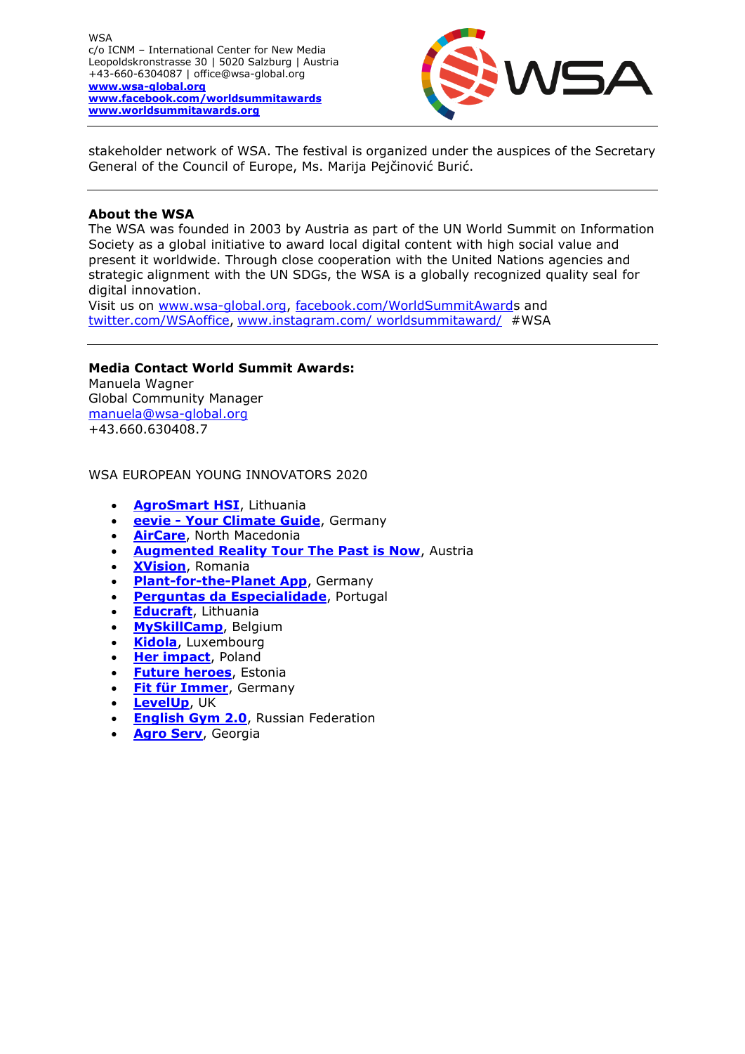stakeholder network of WSA. The festival is organized under the auspices of the Secretary General of the Council of Europe, Ms. Marija Pejčinović Burić.

---

**About the WSA**

The WSA was founded in 2003 by Austria as part of the UN World Summit on Information Society as a global initiative to award local digital content with high social value and present it worldwide. Through close cooperation with the United Nations agencies and strategic alignment with the UN SDGs, the WSA is a globally recognized quality seal for digital innovation.

Visit us on www.wsa-global.org, facebook.com/WorldSummitAwards and twitter.com/WSAoffice, www.instagram.com/ worldsummitaward/ #WSA

---

**Media Contact World Summit Awards:**

Manuela Wagner
Global Community Manager
manuela@wsa-global.org
+43.660.630408.7

WSA EUROPEAN YOUNG INNOVATORS 2020

- **AgroSmart HSI**, Lithuania
- **eevie - Your Climate Guide**, Germany
- **AirCare**, North Macedonia
- **Augmented Reality Tour The Past is Now**, Austria
- **XVision**, Romania
- **Plant-for-the-Planet App**, Germany
- **Perguntas da Especialidade**, Portugal
- **Educraft**, Lithuania
- **MySkillCamp**, Belgium
- **Kidola**, Luxembourg
- **Her impact**, Poland
- **Future heroes**, Estonia
- **Fit für Immer**, Germany
- **LevelUp**, UK
- **English Gym 2.0**, Russian Federation
- **Agro Serv**, Georgia